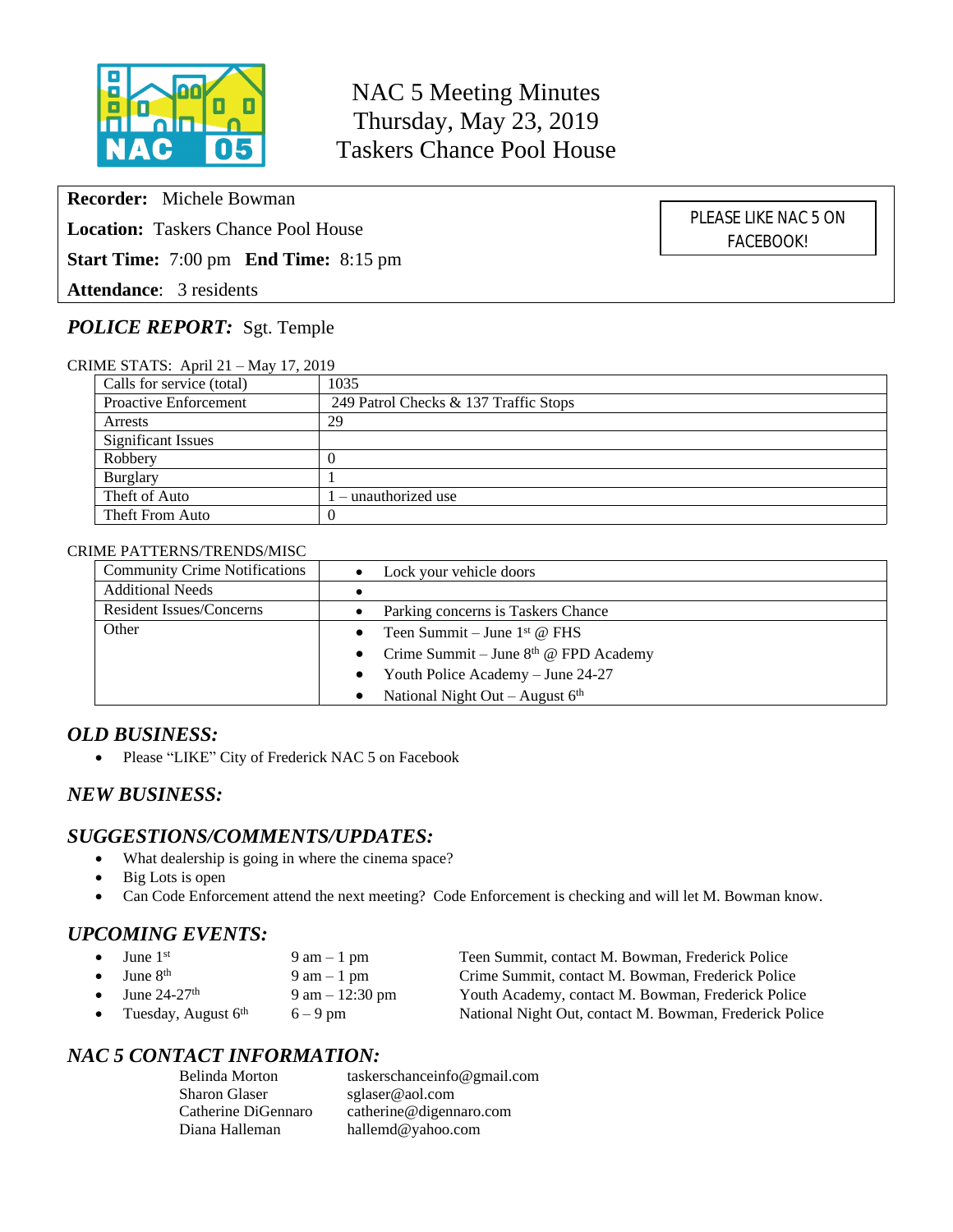# NAC 5 Meeting Minutes
Thursday, May 23, 2019
Taskers Chance Pool House

**Recorder:** Michele Bowman

**Location:** Taskers Chance Pool House

**Start Time:** 7:00 pm **End Time:** 8:15 pm

**Attendance**: 3 residents

PLEASE LIKE NAC 5 ON FACEBOOK!

## *POLICE REPORT:* Sgt. Temple

CRIME STATS: April 21 – May 17, 2019

| Calls for service (total) | 1035 |
|---|---|
| Proactive Enforcement | 249 Patrol Checks & 137 Traffic Stops |
| Arrests | 29 |
| Significant Issues | |
| Robbery | 0 |
| Burglary | 1 |
| Theft of Auto | 1 – unauthorized use |
| Theft From Auto | 0 |

CRIME PATTERNS/TRENDS/MISC

| Community Crime Notifications | • Lock your vehicle doors |
|---|---|
| Additional Needs | • |
| Resident Issues/Concerns | • Parking concerns is Taskers Chance |
| Other | • Teen Summit – June 1st @ FHS<br>• Crime Summit – June 8th @ FPD Academy<br>• Youth Police Academy – June 24-27<br>• National Night Out – August 6th |

## *OLD BUSINESS:*

- Please "LIKE" City of Frederick NAC 5 on Facebook

## *NEW BUSINESS:*

## *SUGGESTIONS/COMMENTS/UPDATES:*

- What dealership is going in where the cinema space?
- Big Lots is open
- Can Code Enforcement attend the next meeting? Code Enforcement is checking and will let M. Bowman know.

## *UPCOMING EVENTS:*

- June 1st — 9 am – 1 pm — Teen Summit, contact M. Bowman, Frederick Police
- June 8th — 9 am – 1 pm — Crime Summit, contact M. Bowman, Frederick Police
- June 24-27th — 9 am – 12:30 pm — Youth Academy, contact M. Bowman, Frederick Police
- Tuesday, August 6th — 6 – 9 pm — National Night Out, contact M. Bowman, Frederick Police

## *NAC 5 CONTACT INFORMATION:*

| Belinda Morton | taskerschanceinfo@gmail.com |
|---|---|
| Sharon Glaser | sglaser@aol.com |
| Catherine DiGennaro | catherine@digennaro.com |
| Diana Halleman | hallemd@yahoo.com |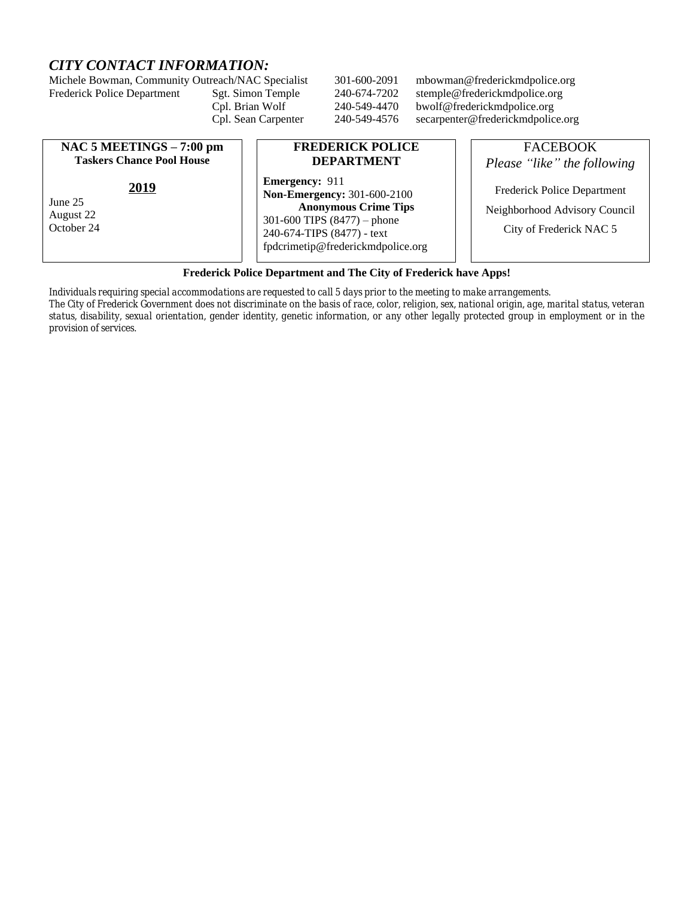## *CITY CONTACT INFORMATION:*

| | | | |
|---|---|---|---|
| Michele Bowman, Community Outreach/NAC Specialist | | 301-600-2091 | mbowman@frederickmdpolice.org |
| Frederick Police Department | Sgt. Simon Temple | 240-674-7202 | stemple@frederickmdpolice.org |
| | Cpl. Brian Wolf | 240-549-4470 | bwolf@frederickmdpolice.org |
| | Cpl. Sean Carpenter | 240-549-4576 | secarpenter@frederickmdpolice.org |

**NAC 5 MEETINGS – 7:00 pm**
**Taskers Chance Pool House**

**2019**

June 25
August 22
October 24

**FREDERICK POLICE DEPARTMENT**

**Emergency:** 911
**Non-Emergency:** 301-600-2100
**Anonymous Crime Tips**
301-600 TIPS (8477) – phone
240-674-TIPS (8477) - text
fpdcrimetip@frederickmdpolice.org

FACEBOOK
*Please "like" the following*

Frederick Police Department
Neighborhood Advisory Council
City of Frederick NAC 5

**Frederick Police Department and The City of Frederick have Apps!**

*Individuals requiring special accommodations are requested to call 5 days prior to the meeting to make arrangements.*
*The City of Frederick Government does not discriminate on the basis of race, color, religion, sex, national origin, age, marital status, veteran status, disability, sexual orientation, gender identity, genetic information, or any other legally protected group in employment or in the provision of services.*